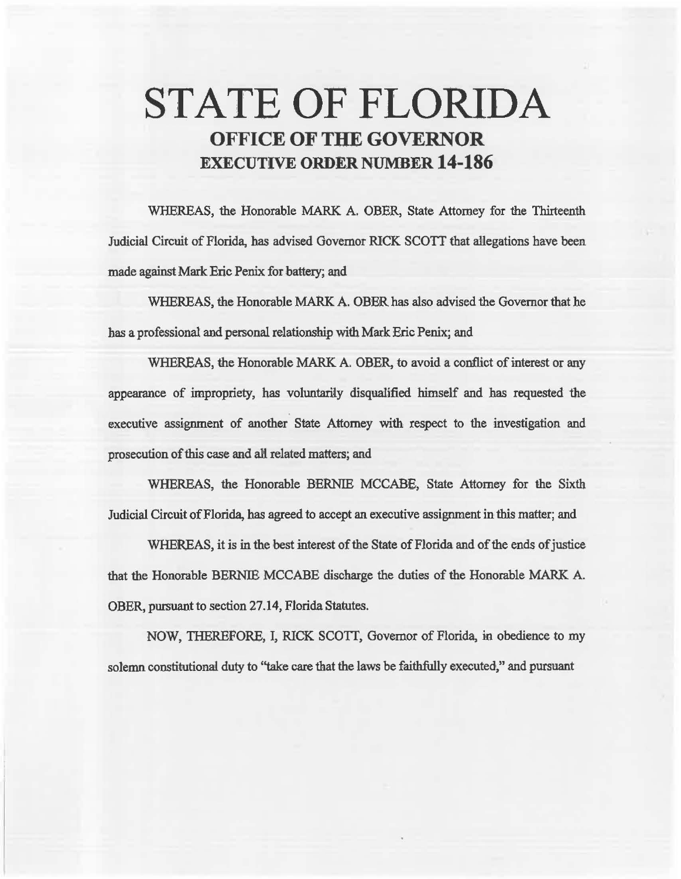# STATE OF FLORIDA

## OFFICE OF THE GOVERNOR

## EXECUTIVE ORDER NUMBER 14-186

WHEREAS, the Honorable MARK A. OBER, State Attorney for the Thirteenth Judicial Circuit of Florida, has advised Governor RICK SCOTT that allegations have been made against Mark Eric Penix for battery; and

WHEREAS, the Honorable MARK A. OBER has also advised the Governor that he has a professional and personal relationship with Mark Eric Penix; and

WHEREAS, the Honorable MARK A. OBER, to avoid a conflict of interest or any appearance of impropriety, has voluntarily disqualified himself and has requested the executive assignment of another State Attorney with respect to the investigation and prosecution of this case and all related matters; and

WHEREAS, the Honorable BERNIE MCCABE, State Attorney for the Sixth Judicial Circuit of Florida, has agreed to accept an executive assignment in this matter; and

WHEREAS, it is in the best interest of the State of Florida and of the ends of justice that the Honorable BERNIE MCCABE discharge the duties of the Honorable MARK A. OBER, pursuant to section 27.14, Florida Statutes.

NOW, THEREFORE, I, RICK SCOTT, Governor of Florida, in obedience to my solemn constitutional duty to "take care that the laws be faithfully executed," and pursuant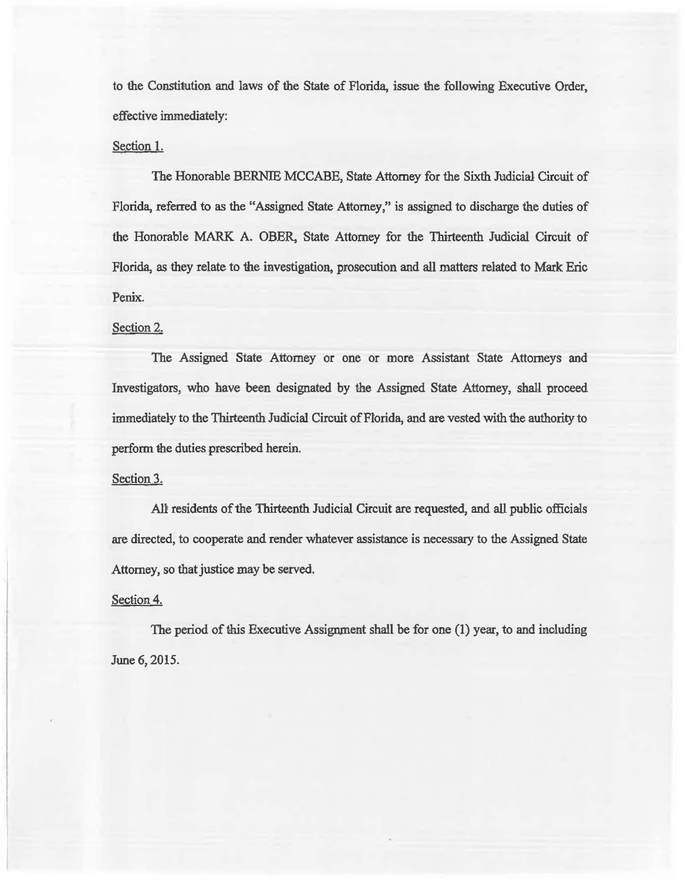to the Constitution and laws of the State of Florida, issue the following Executive Order, effective immediately:

Section 1.

The Honorable BERNIE MCCABE, State Attorney for the Sixth Judicial Circuit of Florida, referred to as the "Assigned State Attorney," is assigned to discharge the duties of the Honorable MARK A. OBER, State Attorney for the Thirteenth Judicial Circuit of Florida, as they relate to the investigation, prosecution and all matters related to Mark Eric Penix.

Section 2.

The Assigned State Attorney or one or more Assistant State Attorneys and Investigators, who have been designated by the Assigned State Attorney, shall proceed immediately to the Thirteenth Judicial Circuit of Florida, and are vested with the authority to perform the duties prescribed herein.

Section 3.

All residents of the Thirteenth Judicial Circuit are requested, and all public officials are directed, to cooperate and render whatever assistance is necessary to the Assigned State Attorney, so that justice may be served.

Section 4.

The period of this Executive Assignment shall be for one (1) year, to and including June 6, 2015.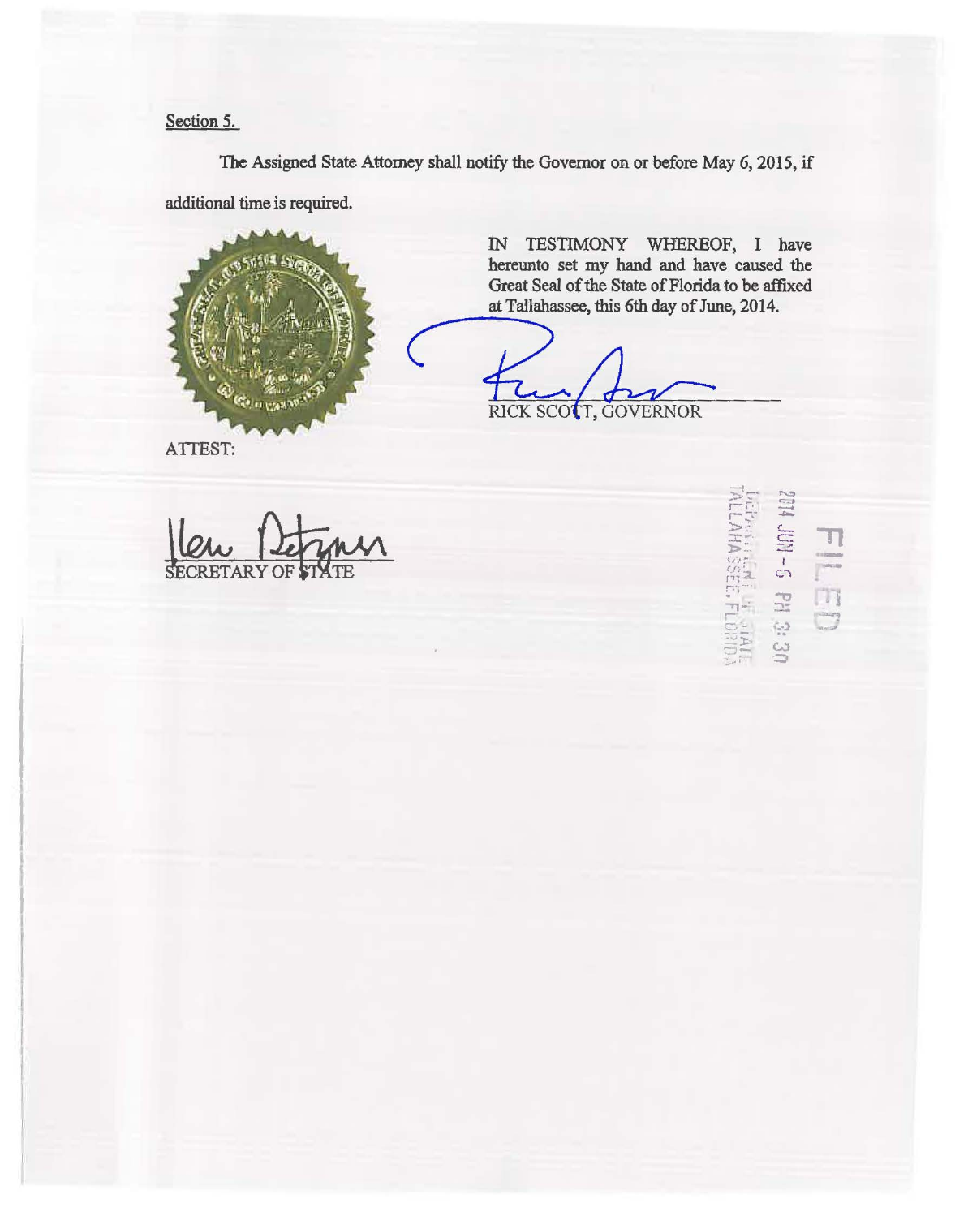Section 5.

The Assigned State Attorney shall notify the Governor on or before May 6, 2015, if additional time is required.

IN TESTIMONY WHEREOF, I have hereunto set my hand and have caused the Great Seal of the State of Florida to be affixed at Tallahassee, this 6th day of June, 2014.

RICK SCOTT, GOVERNOR

ATTEST:

SECRETARY OF STATE

FILED

2014 JUN -6 PM 3:30

DEPARTMENT OF STATE
TALLAHASSEE, FLORIDA